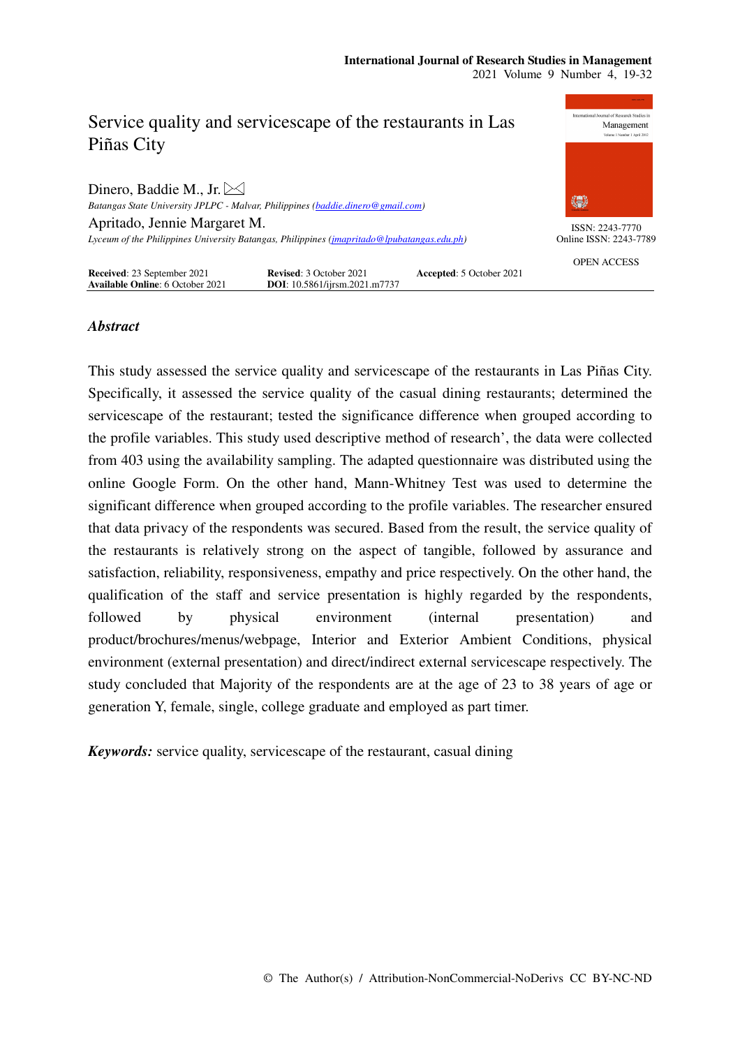# Service quality and servicescape of the restaurants in Las Piñas City

Dinero, Baddie M., Jr.
*Batangas State University JPLPC - Malvar, Philippines (baddie.dinero@gmail.com)*

Apritado, Jennie Margaret M.
*Lyceum of the Philippines University Batangas, Philippines (jmapritado@lpubatangas.edu.ph)*

ISSN: 2243-7770
Online ISSN: 2243-7789

OPEN ACCESS

**Received**: 23 September 2021 **Revised**: 3 October 2021 **Accepted**: 5 October 2021
**Available Online**: 6 October 2021 **DOI**: 10.5861/ijrsm.2021.m7737

## *Abstract*

This study assessed the service quality and servicescape of the restaurants in Las Piñas City. Specifically, it assessed the service quality of the casual dining restaurants; determined the servicescape of the restaurant; tested the significance difference when grouped according to the profile variables. This study used descriptive method of research', the data were collected from 403 using the availability sampling. The adapted questionnaire was distributed using the online Google Form. On the other hand, Mann-Whitney Test was used to determine the significant difference when grouped according to the profile variables. The researcher ensured that data privacy of the respondents was secured. Based from the result, the service quality of the restaurants is relatively strong on the aspect of tangible, followed by assurance and satisfaction, reliability, responsiveness, empathy and price respectively. On the other hand, the qualification of the staff and service presentation is highly regarded by the respondents, followed by physical environment (internal presentation) and product/brochures/menus/webpage, Interior and Exterior Ambient Conditions, physical environment (external presentation) and direct/indirect external servicescape respectively. The study concluded that Majority of the respondents are at the age of 23 to 38 years of age or generation Y, female, single, college graduate and employed as part timer.

***Keywords:*** service quality, servicescape of the restaurant, casual dining

© The Author(s) / Attribution-NonCommercial-NoDerivs CC BY-NC-ND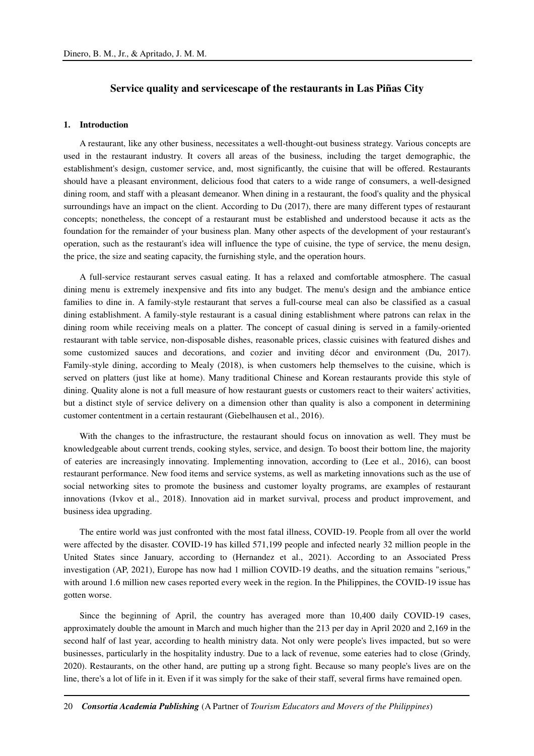## Service quality and servicescape of the restaurants in Las Piñas City

### 1. Introduction

A restaurant, like any other business, necessitates a well-thought-out business strategy. Various concepts are used in the restaurant industry. It covers all areas of the business, including the target demographic, the establishment's design, customer service, and, most significantly, the cuisine that will be offered. Restaurants should have a pleasant environment, delicious food that caters to a wide range of consumers, a well-designed dining room, and staff with a pleasant demeanor. When dining in a restaurant, the food's quality and the physical surroundings have an impact on the client. According to Du (2017), there are many different types of restaurant concepts; nonetheless, the concept of a restaurant must be established and understood because it acts as the foundation for the remainder of your business plan. Many other aspects of the development of your restaurant's operation, such as the restaurant's idea will influence the type of cuisine, the type of service, the menu design, the price, the size and seating capacity, the furnishing style, and the operation hours.

A full-service restaurant serves casual eating. It has a relaxed and comfortable atmosphere. The casual dining menu is extremely inexpensive and fits into any budget. The menu's design and the ambiance entice families to dine in. A family-style restaurant that serves a full-course meal can also be classified as a casual dining establishment. A family-style restaurant is a casual dining establishment where patrons can relax in the dining room while receiving meals on a platter. The concept of casual dining is served in a family-oriented restaurant with table service, non-disposable dishes, reasonable prices, classic cuisines with featured dishes and some customized sauces and decorations, and cozier and inviting décor and environment (Du, 2017). Family-style dining, according to Mealy (2018), is when customers help themselves to the cuisine, which is served on platters (just like at home). Many traditional Chinese and Korean restaurants provide this style of dining. Quality alone is not a full measure of how restaurant guests or customers react to their waiters' activities, but a distinct style of service delivery on a dimension other than quality is also a component in determining customer contentment in a certain restaurant (Giebelhausen et al., 2016).

With the changes to the infrastructure, the restaurant should focus on innovation as well. They must be knowledgeable about current trends, cooking styles, service, and design. To boost their bottom line, the majority of eateries are increasingly innovating. Implementing innovation, according to (Lee et al., 2016), can boost restaurant performance. New food items and service systems, as well as marketing innovations such as the use of social networking sites to promote the business and customer loyalty programs, are examples of restaurant innovations (Ivkov et al., 2018). Innovation aid in market survival, process and product improvement, and business idea upgrading.

The entire world was just confronted with the most fatal illness, COVID-19. People from all over the world were affected by the disaster. COVID-19 has killed 571,199 people and infected nearly 32 million people in the United States since January, according to (Hernandez et al., 2021). According to an Associated Press investigation (AP, 2021), Europe has now had 1 million COVID-19 deaths, and the situation remains "serious," with around 1.6 million new cases reported every week in the region. In the Philippines, the COVID-19 issue has gotten worse.

Since the beginning of April, the country has averaged more than 10,400 daily COVID-19 cases, approximately double the amount in March and much higher than the 213 per day in April 2020 and 2,169 in the second half of last year, according to health ministry data. Not only were people's lives impacted, but so were businesses, particularly in the hospitality industry. Due to a lack of revenue, some eateries had to close (Grindy, 2020). Restaurants, on the other hand, are putting up a strong fight. Because so many people's lives are on the line, there's a lot of life in it. Even if it was simply for the sake of their staff, several firms have remained open.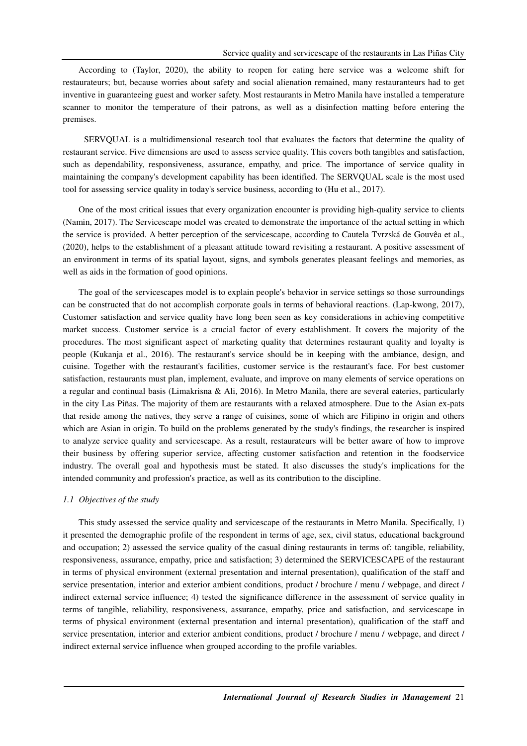According to (Taylor, 2020), the ability to reopen for eating here service was a welcome shift for restaurateurs; but, because worries about safety and social alienation remained, many restauranteurs had to get inventive in guaranteeing guest and worker safety. Most restaurants in Metro Manila have installed a temperature scanner to monitor the temperature of their patrons, as well as a disinfection matting before entering the premises.

SERVQUAL is a multidimensional research tool that evaluates the factors that determine the quality of restaurant service. Five dimensions are used to assess service quality. This covers both tangibles and satisfaction, such as dependability, responsiveness, assurance, empathy, and price. The importance of service quality in maintaining the company's development capability has been identified. The SERVQUAL scale is the most used tool for assessing service quality in today's service business, according to (Hu et al., 2017).

One of the most critical issues that every organization encounter is providing high-quality service to clients (Namin, 2017). The Servicescape model was created to demonstrate the importance of the actual setting in which the service is provided. A better perception of the servicescape, according to Cautela Tvrzská de Gouvêa et al., (2020), helps to the establishment of a pleasant attitude toward revisiting a restaurant. A positive assessment of an environment in terms of its spatial layout, signs, and symbols generates pleasant feelings and memories, as well as aids in the formation of good opinions.

The goal of the servicescapes model is to explain people's behavior in service settings so those surroundings can be constructed that do not accomplish corporate goals in terms of behavioral reactions. (Lap-kwong, 2017), Customer satisfaction and service quality have long been seen as key considerations in achieving competitive market success. Customer service is a crucial factor of every establishment. It covers the majority of the procedures. The most significant aspect of marketing quality that determines restaurant quality and loyalty is people (Kukanja et al., 2016). The restaurant's service should be in keeping with the ambiance, design, and cuisine. Together with the restaurant's facilities, customer service is the restaurant's face. For best customer satisfaction, restaurants must plan, implement, evaluate, and improve on many elements of service operations on a regular and continual basis (Limakrisna & Ali, 2016). In Metro Manila, there are several eateries, particularly in the city Las Piñas. The majority of them are restaurants with a relaxed atmosphere. Due to the Asian ex-pats that reside among the natives, they serve a range of cuisines, some of which are Filipino in origin and others which are Asian in origin. To build on the problems generated by the study's findings, the researcher is inspired to analyze service quality and servicescape. As a result, restaurateurs will be better aware of how to improve their business by offering superior service, affecting customer satisfaction and retention in the foodservice industry. The overall goal and hypothesis must be stated. It also discusses the study's implications for the intended community and profession's practice, as well as its contribution to the discipline.

### *1.1 Objectives of the study*

This study assessed the service quality and servicescape of the restaurants in Metro Manila. Specifically, 1) it presented the demographic profile of the respondent in terms of age, sex, civil status, educational background and occupation; 2) assessed the service quality of the casual dining restaurants in terms of: tangible, reliability, responsiveness, assurance, empathy, price and satisfaction; 3) determined the SERVICESCAPE of the restaurant in terms of physical environment (external presentation and internal presentation), qualification of the staff and service presentation, interior and exterior ambient conditions, product / brochure / menu / webpage, and direct / indirect external service influence; 4) tested the significance difference in the assessment of service quality in terms of tangible, reliability, responsiveness, assurance, empathy, price and satisfaction, and servicescape in terms of physical environment (external presentation and internal presentation), qualification of the staff and service presentation, interior and exterior ambient conditions, product / brochure / menu / webpage, and direct / indirect external service influence when grouped according to the profile variables.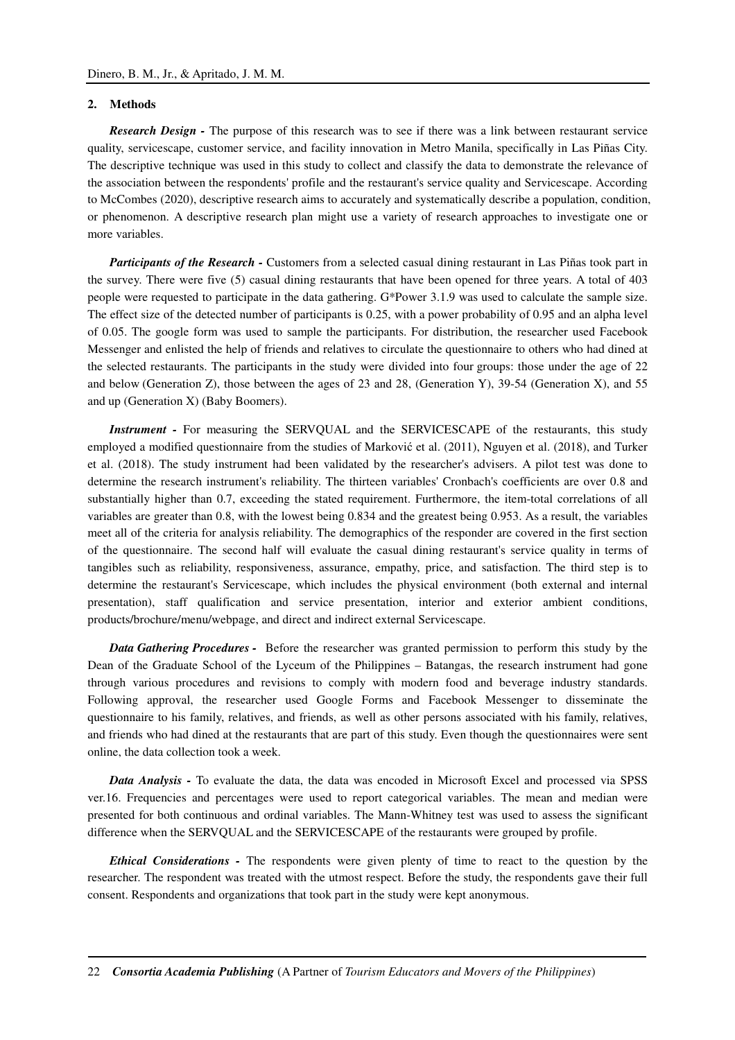## 2. Methods

***Research Design -*** The purpose of this research was to see if there was a link between restaurant service quality, servicescape, customer service, and facility innovation in Metro Manila, specifically in Las Piñas City. The descriptive technique was used in this study to collect and classify the data to demonstrate the relevance of the association between the respondents' profile and the restaurant's service quality and Servicescape. According to McCombes (2020), descriptive research aims to accurately and systematically describe a population, condition, or phenomenon. A descriptive research plan might use a variety of research approaches to investigate one or more variables.

***Participants of the Research -*** Customers from a selected casual dining restaurant in Las Piñas took part in the survey. There were five (5) casual dining restaurants that have been opened for three years. A total of 403 people were requested to participate in the data gathering. G*Power 3.1.9 was used to calculate the sample size. The effect size of the detected number of participants is 0.25, with a power probability of 0.95 and an alpha level of 0.05. The google form was used to sample the participants. For distribution, the researcher used Facebook Messenger and enlisted the help of friends and relatives to circulate the questionnaire to others who had dined at the selected restaurants. The participants in the study were divided into four groups: those under the age of 22 and below (Generation Z), those between the ages of 23 and 28, (Generation Y), 39-54 (Generation X), and 55 and up (Generation X) (Baby Boomers).

***Instrument -*** For measuring the SERVQUAL and the SERVICESCAPE of the restaurants, this study employed a modified questionnaire from the studies of Marković et al. (2011), Nguyen et al. (2018), and Turker et al. (2018). The study instrument had been validated by the researcher's advisers. A pilot test was done to determine the research instrument's reliability. The thirteen variables' Cronbach's coefficients are over 0.8 and substantially higher than 0.7, exceeding the stated requirement. Furthermore, the item-total correlations of all variables are greater than 0.8, with the lowest being 0.834 and the greatest being 0.953. As a result, the variables meet all of the criteria for analysis reliability. The demographics of the responder are covered in the first section of the questionnaire. The second half will evaluate the casual dining restaurant's service quality in terms of tangibles such as reliability, responsiveness, assurance, empathy, price, and satisfaction. The third step is to determine the restaurant's Servicescape, which includes the physical environment (both external and internal presentation), staff qualification and service presentation, interior and exterior ambient conditions, products/brochure/menu/webpage, and direct and indirect external Servicescape.

***Data Gathering Procedures -*** Before the researcher was granted permission to perform this study by the Dean of the Graduate School of the Lyceum of the Philippines – Batangas, the research instrument had gone through various procedures and revisions to comply with modern food and beverage industry standards. Following approval, the researcher used Google Forms and Facebook Messenger to disseminate the questionnaire to his family, relatives, and friends, as well as other persons associated with his family, relatives, and friends who had dined at the restaurants that are part of this study. Even though the questionnaires were sent online, the data collection took a week.

***Data Analysis -*** To evaluate the data, the data was encoded in Microsoft Excel and processed via SPSS ver.16. Frequencies and percentages were used to report categorical variables. The mean and median were presented for both continuous and ordinal variables. The Mann-Whitney test was used to assess the significant difference when the SERVQUAL and the SERVICESCAPE of the restaurants were grouped by profile.

***Ethical Considerations -*** The respondents were given plenty of time to react to the question by the researcher. The respondent was treated with the utmost respect. Before the study, the respondents gave their full consent. Respondents and organizations that took part in the study were kept anonymous.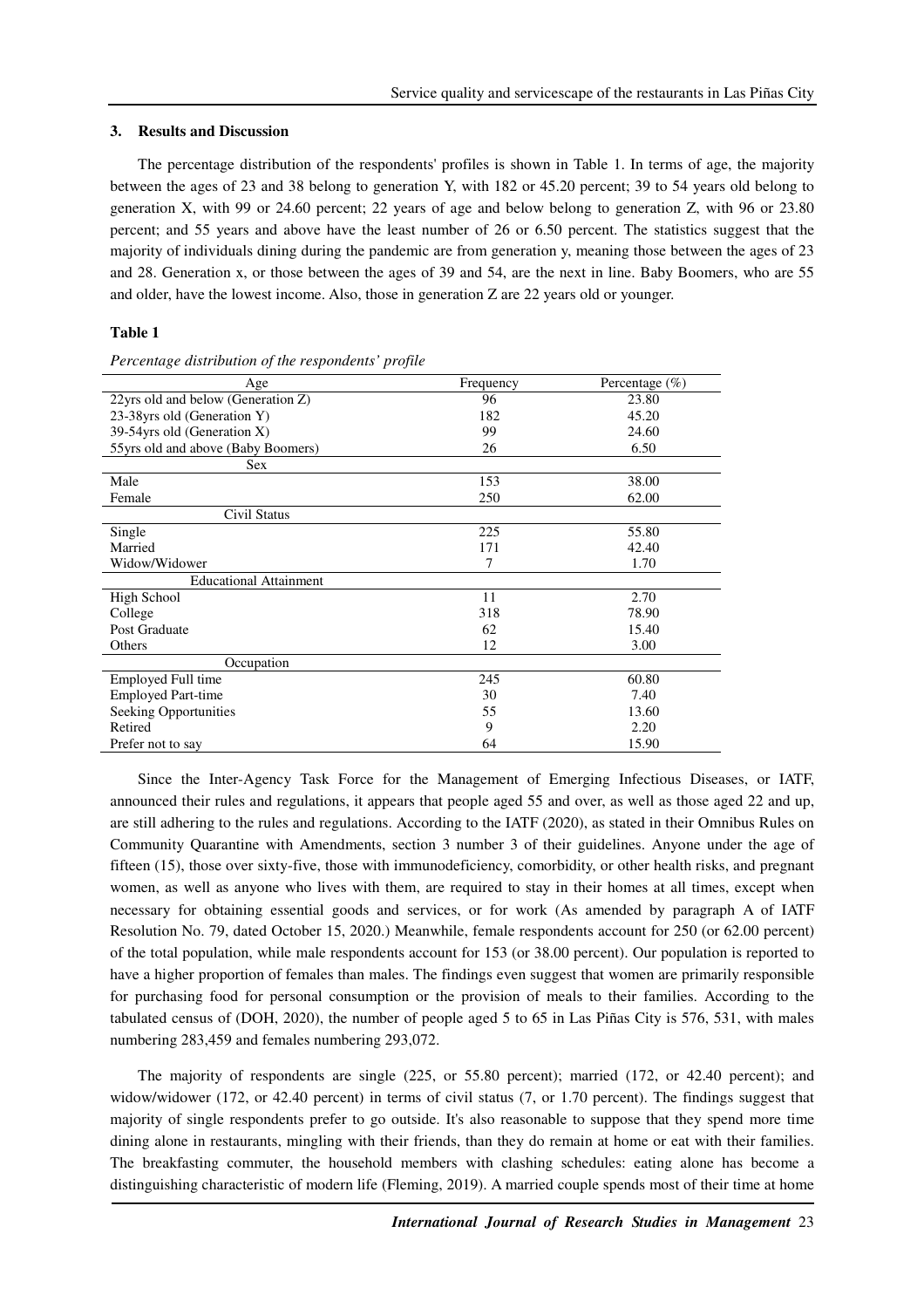## 3. Results and Discussion

The percentage distribution of the respondents' profiles is shown in Table 1. In terms of age, the majority between the ages of 23 and 38 belong to generation Y, with 182 or 45.20 percent; 39 to 54 years old belong to generation X, with 99 or 24.60 percent; 22 years of age and below belong to generation Z, with 96 or 23.80 percent; and 55 years and above have the least number of 26 or 6.50 percent. The statistics suggest that the majority of individuals dining during the pandemic are from generation y, meaning those between the ages of 23 and 28. Generation x, or those between the ages of 39 and 54, are the next in line. Baby Boomers, who are 55 and older, have the lowest income. Also, those in generation Z are 22 years old or younger.

**Table 1**

*Percentage distribution of the respondents' profile*

| Age | Frequency | Percentage (%) |
|---|---|---|
| 22yrs old and below (Generation Z) | 96 | 23.80 |
| 23-38yrs old (Generation Y) | 182 | 45.20 |
| 39-54yrs old (Generation X) | 99 | 24.60 |
| 55yrs old and above (Baby Boomers) | 26 | 6.50 |
| Sex | | |
| Male | 153 | 38.00 |
| Female | 250 | 62.00 |
| Civil Status | | |
| Single | 225 | 55.80 |
| Married | 171 | 42.40 |
| Widow/Widower | 7 | 1.70 |
| Educational Attainment | | |
| High School | 11 | 2.70 |
| College | 318 | 78.90 |
| Post Graduate | 62 | 15.40 |
| Others | 12 | 3.00 |
| Occupation | | |
| Employed Full time | 245 | 60.80 |
| Employed Part-time | 30 | 7.40 |
| Seeking Opportunities | 55 | 13.60 |
| Retired | 9 | 2.20 |
| Prefer not to say | 64 | 15.90 |

Since the Inter-Agency Task Force for the Management of Emerging Infectious Diseases, or IATF, announced their rules and regulations, it appears that people aged 55 and over, as well as those aged 22 and up, are still adhering to the rules and regulations. According to the IATF (2020), as stated in their Omnibus Rules on Community Quarantine with Amendments, section 3 number 3 of their guidelines. Anyone under the age of fifteen (15), those over sixty-five, those with immunodeficiency, comorbidity, or other health risks, and pregnant women, as well as anyone who lives with them, are required to stay in their homes at all times, except when necessary for obtaining essential goods and services, or for work (As amended by paragraph A of IATF Resolution No. 79, dated October 15, 2020.) Meanwhile, female respondents account for 250 (or 62.00 percent) of the total population, while male respondents account for 153 (or 38.00 percent). Our population is reported to have a higher proportion of females than males. The findings even suggest that women are primarily responsible for purchasing food for personal consumption or the provision of meals to their families. According to the tabulated census of (DOH, 2020), the number of people aged 5 to 65 in Las Piñas City is 576, 531, with males numbering 283,459 and females numbering 293,072.

The majority of respondents are single (225, or 55.80 percent); married (172, or 42.40 percent); and widow/widower (172, or 42.40 percent) in terms of civil status (7, or 1.70 percent). The findings suggest that majority of single respondents prefer to go outside. It's also reasonable to suppose that they spend more time dining alone in restaurants, mingling with their friends, than they do remain at home or eat with their families. The breakfasting commuter, the household members with clashing schedules: eating alone has become a distinguishing characteristic of modern life (Fleming, 2019). A married couple spends most of their time at home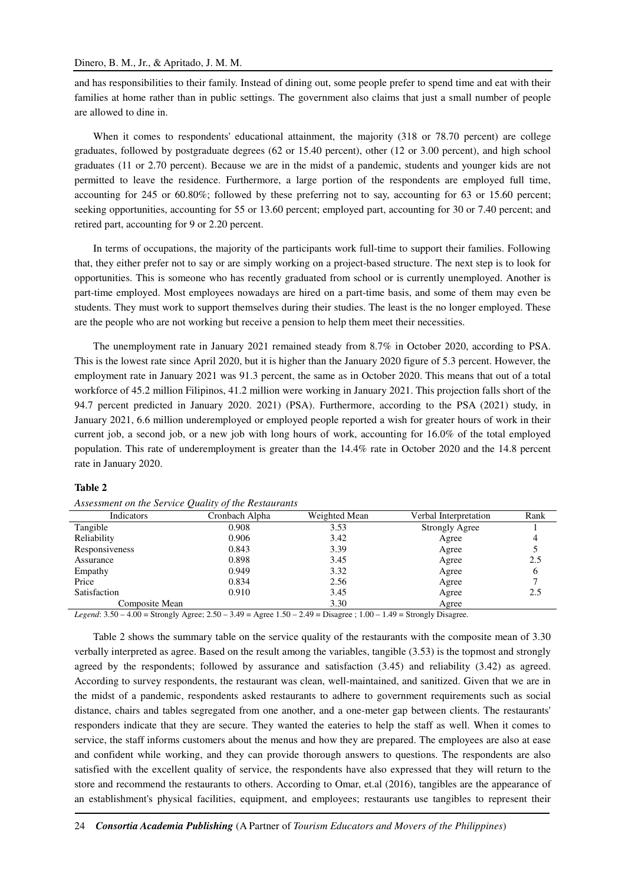and has responsibilities to their family. Instead of dining out, some people prefer to spend time and eat with their families at home rather than in public settings. The government also claims that just a small number of people are allowed to dine in.

When it comes to respondents' educational attainment, the majority (318 or 78.70 percent) are college graduates, followed by postgraduate degrees (62 or 15.40 percent), other (12 or 3.00 percent), and high school graduates (11 or 2.70 percent). Because we are in the midst of a pandemic, students and younger kids are not permitted to leave the residence. Furthermore, a large portion of the respondents are employed full time, accounting for 245 or 60.80%; followed by these preferring not to say, accounting for 63 or 15.60 percent; seeking opportunities, accounting for 55 or 13.60 percent; employed part, accounting for 30 or 7.40 percent; and retired part, accounting for 9 or 2.20 percent.

In terms of occupations, the majority of the participants work full-time to support their families. Following that, they either prefer not to say or are simply working on a project-based structure. The next step is to look for opportunities. This is someone who has recently graduated from school or is currently unemployed. Another is part-time employed. Most employees nowadays are hired on a part-time basis, and some of them may even be students. They must work to support themselves during their studies. The least is the no longer employed. These are the people who are not working but receive a pension to help them meet their necessities.

The unemployment rate in January 2021 remained steady from 8.7% in October 2020, according to PSA. This is the lowest rate since April 2020, but it is higher than the January 2020 figure of 5.3 percent. However, the employment rate in January 2021 was 91.3 percent, the same as in October 2020. This means that out of a total workforce of 45.2 million Filipinos, 41.2 million were working in January 2021. This projection falls short of the 94.7 percent predicted in January 2020. 2021) (PSA). Furthermore, according to the PSA (2021) study, in January 2021, 6.6 million underemployed or employed people reported a wish for greater hours of work in their current job, a second job, or a new job with long hours of work, accounting for 16.0% of the total employed population. This rate of underemployment is greater than the 14.4% rate in October 2020 and the 14.8 percent rate in January 2020.

**Table 2**

*Assessment on the Service Quality of the Restaurants*

| Indicators | Cronbach Alpha | Weighted Mean | Verbal Interpretation | Rank |
|---|---|---|---|---|
| Tangible | 0.908 | 3.53 | Strongly Agree | 1 |
| Reliability | 0.906 | 3.42 | Agree | 4 |
| Responsiveness | 0.843 | 3.39 | Agree | 5 |
| Assurance | 0.898 | 3.45 | Agree | 2.5 |
| Empathy | 0.949 | 3.32 | Agree | 6 |
| Price | 0.834 | 2.56 | Agree | 7 |
| Satisfaction | 0.910 | 3.45 | Agree | 2.5 |
| Composite Mean | | 3.30 | Agree | |

*Legend*: 3.50 – 4.00 = Strongly Agree; 2.50 – 3.49 = Agree 1.50 – 2.49 = Disagree ; 1.00 – 1.49 = Strongly Disagree.

Table 2 shows the summary table on the service quality of the restaurants with the composite mean of 3.30 verbally interpreted as agree. Based on the result among the variables, tangible (3.53) is the topmost and strongly agreed by the respondents; followed by assurance and satisfaction (3.45) and reliability (3.42) as agreed. According to survey respondents, the restaurant was clean, well-maintained, and sanitized. Given that we are in the midst of a pandemic, respondents asked restaurants to adhere to government requirements such as social distance, chairs and tables segregated from one another, and a one-meter gap between clients. The restaurants' responders indicate that they are secure. They wanted the eateries to help the staff as well. When it comes to service, the staff informs customers about the menus and how they are prepared. The employees are also at ease and confident while working, and they can provide thorough answers to questions. The respondents are also satisfied with the excellent quality of service, the respondents have also expressed that they will return to the store and recommend the restaurants to others. According to Omar, et.al (2016), tangibles are the appearance of an establishment's physical facilities, equipment, and employees; restaurants use tangibles to represent their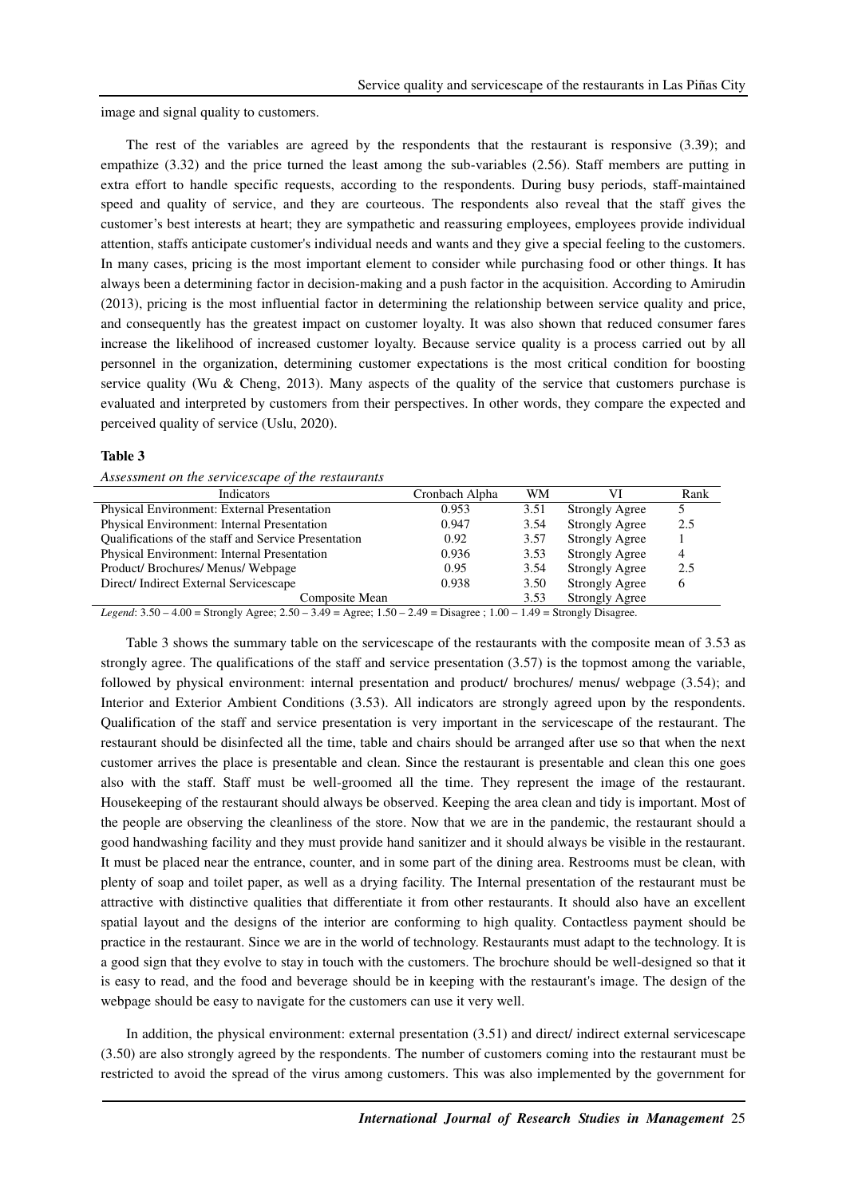image and signal quality to customers.

The rest of the variables are agreed by the respondents that the restaurant is responsive (3.39); and empathize (3.32) and the price turned the least among the sub-variables (2.56). Staff members are putting in extra effort to handle specific requests, according to the respondents. During busy periods, staff-maintained speed and quality of service, and they are courteous. The respondents also reveal that the staff gives the customer's best interests at heart; they are sympathetic and reassuring employees, employees provide individual attention, staffs anticipate customer's individual needs and wants and they give a special feeling to the customers. In many cases, pricing is the most important element to consider while purchasing food or other things. It has always been a determining factor in decision-making and a push factor in the acquisition. According to Amirudin (2013), pricing is the most influential factor in determining the relationship between service quality and price, and consequently has the greatest impact on customer loyalty. It was also shown that reduced consumer fares increase the likelihood of increased customer loyalty. Because service quality is a process carried out by all personnel in the organization, determining customer expectations is the most critical condition for boosting service quality (Wu & Cheng, 2013). Many aspects of the quality of the service that customers purchase is evaluated and interpreted by customers from their perspectives. In other words, they compare the expected and perceived quality of service (Uslu, 2020).

**Table 3**

*Assessment on the servicescape of the restaurants*

| Indicators | Cronbach Alpha | WM | VI | Rank |
|---|---|---|---|---|
| Physical Environment: External Presentation | 0.953 | 3.51 | Strongly Agree | 5 |
| Physical Environment: Internal Presentation | 0.947 | 3.54 | Strongly Agree | 2.5 |
| Qualifications of the staff and Service Presentation | 0.92 | 3.57 | Strongly Agree | 1 |
| Physical Environment: Internal Presentation | 0.936 | 3.53 | Strongly Agree | 4 |
| Product/ Brochures/ Menus/ Webpage | 0.95 | 3.54 | Strongly Agree | 2.5 |
| Direct/ Indirect External Servicescape | 0.938 | 3.50 | Strongly Agree | 6 |
| Composite Mean | | 3.53 | Strongly Agree | |

*Legend*: 3.50 – 4.00 = Strongly Agree; 2.50 – 3.49 = Agree; 1.50 – 2.49 = Disagree ; 1.00 – 1.49 = Strongly Disagree.

Table 3 shows the summary table on the servicescape of the restaurants with the composite mean of 3.53 as strongly agree. The qualifications of the staff and service presentation (3.57) is the topmost among the variable, followed by physical environment: internal presentation and product/ brochures/ menus/ webpage (3.54); and Interior and Exterior Ambient Conditions (3.53). All indicators are strongly agreed upon by the respondents. Qualification of the staff and service presentation is very important in the servicescape of the restaurant. The restaurant should be disinfected all the time, table and chairs should be arranged after use so that when the next customer arrives the place is presentable and clean. Since the restaurant is presentable and clean this one goes also with the staff. Staff must be well-groomed all the time. They represent the image of the restaurant. Housekeeping of the restaurant should always be observed. Keeping the area clean and tidy is important. Most of the people are observing the cleanliness of the store. Now that we are in the pandemic, the restaurant should a good handwashing facility and they must provide hand sanitizer and it should always be visible in the restaurant. It must be placed near the entrance, counter, and in some part of the dining area. Restrooms must be clean, with plenty of soap and toilet paper, as well as a drying facility. The Internal presentation of the restaurant must be attractive with distinctive qualities that differentiate it from other restaurants. It should also have an excellent spatial layout and the designs of the interior are conforming to high quality. Contactless payment should be practice in the restaurant. Since we are in the world of technology. Restaurants must adapt to the technology. It is a good sign that they evolve to stay in touch with the customers. The brochure should be well-designed so that it is easy to read, and the food and beverage should be in keeping with the restaurant's image. The design of the webpage should be easy to navigate for the customers can use it very well.

In addition, the physical environment: external presentation (3.51) and direct/ indirect external servicescape (3.50) are also strongly agreed by the respondents. The number of customers coming into the restaurant must be restricted to avoid the spread of the virus among customers. This was also implemented by the government for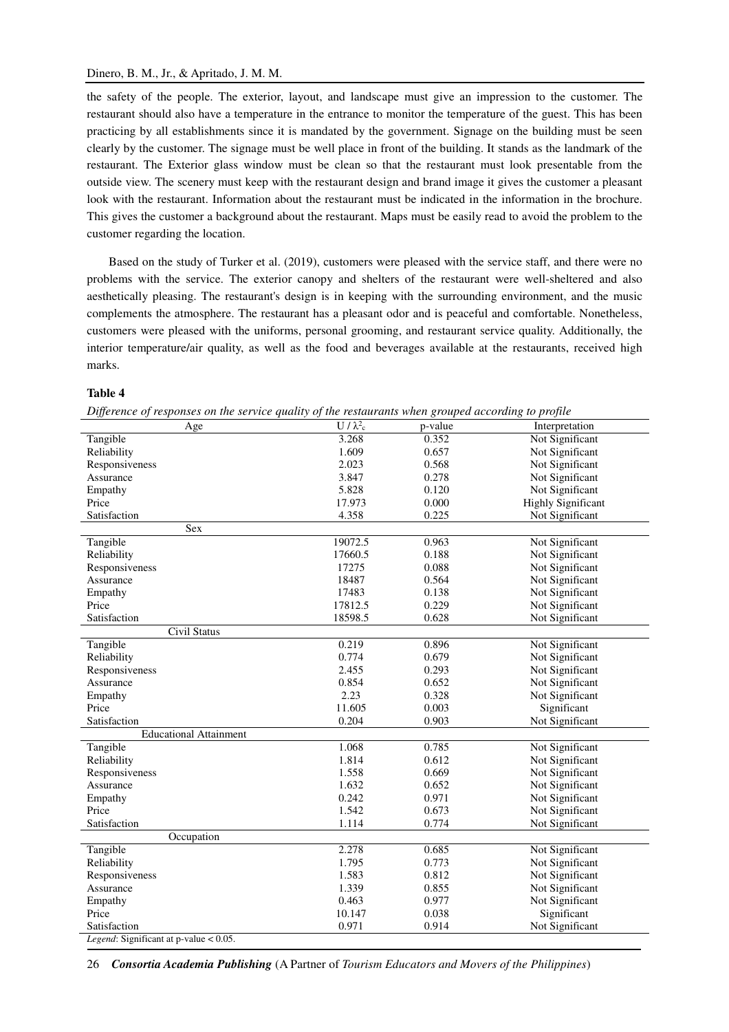the safety of the people. The exterior, layout, and landscape must give an impression to the customer. The restaurant should also have a temperature in the entrance to monitor the temperature of the guest. This has been practicing by all establishments since it is mandated by the government. Signage on the building must be seen clearly by the customer. The signage must be well place in front of the building. It stands as the landmark of the restaurant. The Exterior glass window must be clean so that the restaurant must look presentable from the outside view. The scenery must keep with the restaurant design and brand image it gives the customer a pleasant look with the restaurant. Information about the restaurant must be indicated in the information in the brochure. This gives the customer a background about the restaurant. Maps must be easily read to avoid the problem to the customer regarding the location.

Based on the study of Turker et al. (2019), customers were pleased with the service staff, and there were no problems with the service. The exterior canopy and shelters of the restaurant were well-sheltered and also aesthetically pleasing. The restaurant's design is in keeping with the surrounding environment, and the music complements the atmosphere. The restaurant has a pleasant odor and is peaceful and comfortable. Nonetheless, customers were pleased with the uniforms, personal grooming, and restaurant service quality. Additionally, the interior temperature/air quality, as well as the food and beverages available at the restaurants, received high marks.

**Table 4**

*Difference of responses on the service quality of the restaurants when grouped according to profile*

| Age | U / $\lambda^2_c$ | p-value | Interpretation |
|---|---|---|---|
| Tangible | 3.268 | 0.352 | Not Significant |
| Reliability | 1.609 | 0.657 | Not Significant |
| Responsiveness | 2.023 | 0.568 | Not Significant |
| Assurance | 3.847 | 0.278 | Not Significant |
| Empathy | 5.828 | 0.120 | Not Significant |
| Price | 17.973 | 0.000 | Highly Significant |
| Satisfaction | 4.358 | 0.225 | Not Significant |
| **Sex** | | | |
| Tangible | 19072.5 | 0.963 | Not Significant |
| Reliability | 17660.5 | 0.188 | Not Significant |
| Responsiveness | 17275 | 0.088 | Not Significant |
| Assurance | 18487 | 0.564 | Not Significant |
| Empathy | 17483 | 0.138 | Not Significant |
| Price | 17812.5 | 0.229 | Not Significant |
| Satisfaction | 18598.5 | 0.628 | Not Significant |
| **Civil Status** | | | |
| Tangible | 0.219 | 0.896 | Not Significant |
| Reliability | 0.774 | 0.679 | Not Significant |
| Responsiveness | 2.455 | 0.293 | Not Significant |
| Assurance | 0.854 | 0.652 | Not Significant |
| Empathy | 2.23 | 0.328 | Not Significant |
| Price | 11.605 | 0.003 | Significant |
| Satisfaction | 0.204 | 0.903 | Not Significant |
| **Educational Attainment** | | | |
| Tangible | 1.068 | 0.785 | Not Significant |
| Reliability | 1.814 | 0.612 | Not Significant |
| Responsiveness | 1.558 | 0.669 | Not Significant |
| Assurance | 1.632 | 0.652 | Not Significant |
| Empathy | 0.242 | 0.971 | Not Significant |
| Price | 1.542 | 0.673 | Not Significant |
| Satisfaction | 1.114 | 0.774 | Not Significant |
| **Occupation** | | | |
| Tangible | 2.278 | 0.685 | Not Significant |
| Reliability | 1.795 | 0.773 | Not Significant |
| Responsiveness | 1.583 | 0.812 | Not Significant |
| Assurance | 1.339 | 0.855 | Not Significant |
| Empathy | 0.463 | 0.977 | Not Significant |
| Price | 10.147 | 0.038 | Significant |
| Satisfaction | 0.971 | 0.914 | Not Significant |

*Legend*: Significant at p-value < 0.05.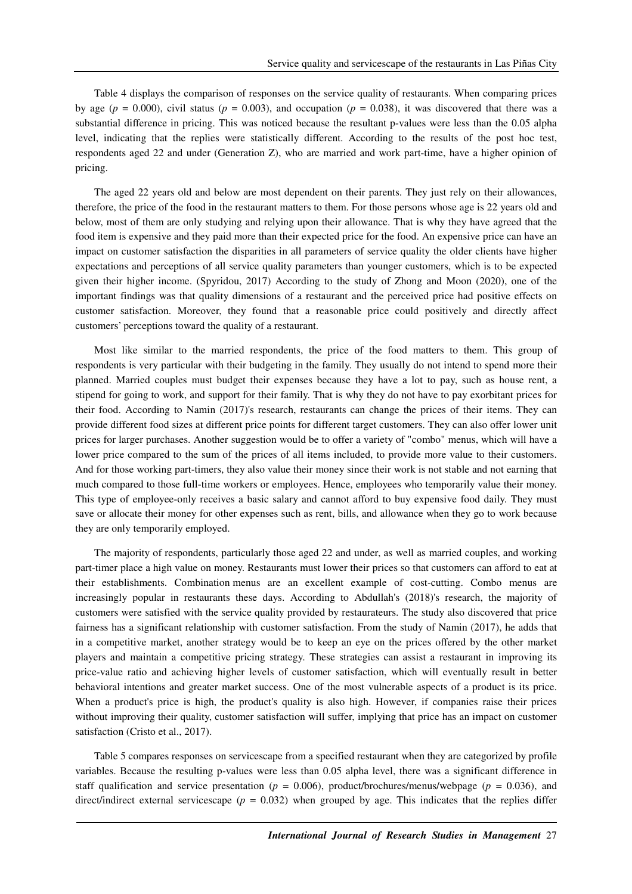Table 4 displays the comparison of responses on the service quality of restaurants. When comparing prices by age ($p$ = 0.000), civil status ($p$ = 0.003), and occupation ($p$ = 0.038), it was discovered that there was a substantial difference in pricing. This was noticed because the resultant p-values were less than the 0.05 alpha level, indicating that the replies were statistically different. According to the results of the post hoc test, respondents aged 22 and under (Generation Z), who are married and work part-time, have a higher opinion of pricing.

The aged 22 years old and below are most dependent on their parents. They just rely on their allowances, therefore, the price of the food in the restaurant matters to them. For those persons whose age is 22 years old and below, most of them are only studying and relying upon their allowance. That is why they have agreed that the food item is expensive and they paid more than their expected price for the food. An expensive price can have an impact on customer satisfaction the disparities in all parameters of service quality the older clients have higher expectations and perceptions of all service quality parameters than younger customers, which is to be expected given their higher income. (Spyridou, 2017) According to the study of Zhong and Moon (2020), one of the important findings was that quality dimensions of a restaurant and the perceived price had positive effects on customer satisfaction. Moreover, they found that a reasonable price could positively and directly affect customers' perceptions toward the quality of a restaurant.

Most like similar to the married respondents, the price of the food matters to them. This group of respondents is very particular with their budgeting in the family. They usually do not intend to spend more their planned. Married couples must budget their expenses because they have a lot to pay, such as house rent, a stipend for going to work, and support for their family. That is why they do not have to pay exorbitant prices for their food. According to Namin (2017)'s research, restaurants can change the prices of their items. They can provide different food sizes at different price points for different target customers. They can also offer lower unit prices for larger purchases. Another suggestion would be to offer a variety of "combo" menus, which will have a lower price compared to the sum of the prices of all items included, to provide more value to their customers. And for those working part-timers, they also value their money since their work is not stable and not earning that much compared to those full-time workers or employees. Hence, employees who temporarily value their money. This type of employee-only receives a basic salary and cannot afford to buy expensive food daily. They must save or allocate their money for other expenses such as rent, bills, and allowance when they go to work because they are only temporarily employed.

The majority of respondents, particularly those aged 22 and under, as well as married couples, and working part-timer place a high value on money. Restaurants must lower their prices so that customers can afford to eat at their establishments. Combination menus are an excellent example of cost-cutting. Combo menus are increasingly popular in restaurants these days. According to Abdullah's (2018)'s research, the majority of customers were satisfied with the service quality provided by restaurateurs. The study also discovered that price fairness has a significant relationship with customer satisfaction. From the study of Namin (2017), he adds that in a competitive market, another strategy would be to keep an eye on the prices offered by the other market players and maintain a competitive pricing strategy. These strategies can assist a restaurant in improving its price-value ratio and achieving higher levels of customer satisfaction, which will eventually result in better behavioral intentions and greater market success. One of the most vulnerable aspects of a product is its price. When a product's price is high, the product's quality is also high. However, if companies raise their prices without improving their quality, customer satisfaction will suffer, implying that price has an impact on customer satisfaction (Cristo et al., 2017).

Table 5 compares responses on servicescape from a specified restaurant when they are categorized by profile variables. Because the resulting p-values were less than 0.05 alpha level, there was a significant difference in staff qualification and service presentation ($p$ = 0.006), product/brochures/menus/webpage ($p$ = 0.036), and direct/indirect external servicescape ($p$ = 0.032) when grouped by age. This indicates that the replies differ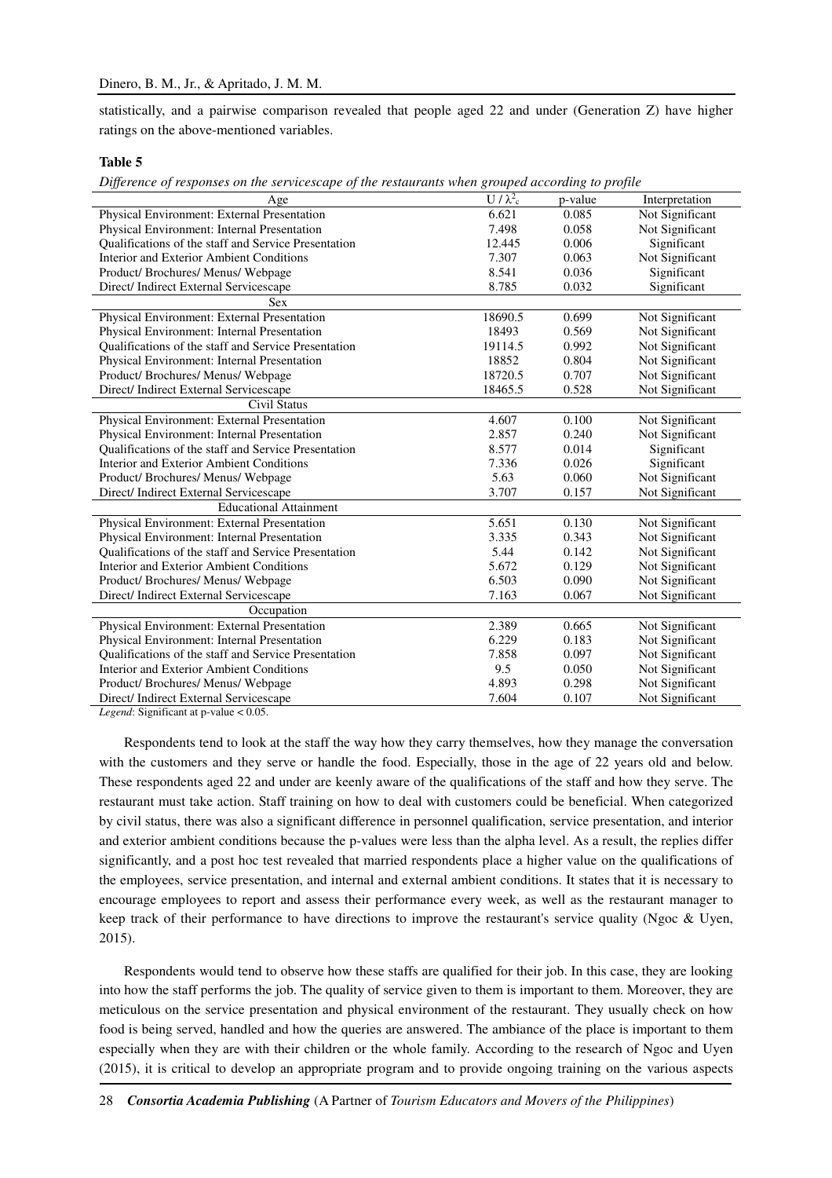statistically, and a pairwise comparison revealed that people aged 22 and under (Generation Z) have higher ratings on the above-mentioned variables.

**Table 5**

*Difference of responses on the servicescape of the restaurants when grouped according to profile*

| Age | U / $\lambda^2_c$ | p-value | Interpretation |
|---|---|---|---|
| Physical Environment: External Presentation | 6.621 | 0.085 | Not Significant |
| Physical Environment: Internal Presentation | 7.498 | 0.058 | Not Significant |
| Qualifications of the staff and Service Presentation | 12.445 | 0.006 | Significant |
| Interior and Exterior Ambient Conditions | 7.307 | 0.063 | Not Significant |
| Product/ Brochures/ Menus/ Webpage | 8.541 | 0.036 | Significant |
| Direct/ Indirect External Servicescape | 8.785 | 0.032 | Significant |
| Sex | | | |
| Physical Environment: External Presentation | 18690.5 | 0.699 | Not Significant |
| Physical Environment: Internal Presentation | 18493 | 0.569 | Not Significant |
| Qualifications of the staff and Service Presentation | 19114.5 | 0.992 | Not Significant |
| Physical Environment: Internal Presentation | 18852 | 0.804 | Not Significant |
| Product/ Brochures/ Menus/ Webpage | 18720.5 | 0.707 | Not Significant |
| Direct/ Indirect External Servicescape | 18465.5 | 0.528 | Not Significant |
| Civil Status | | | |
| Physical Environment: External Presentation | 4.607 | 0.100 | Not Significant |
| Physical Environment: Internal Presentation | 2.857 | 0.240 | Not Significant |
| Qualifications of the staff and Service Presentation | 8.577 | 0.014 | Significant |
| Interior and Exterior Ambient Conditions | 7.336 | 0.026 | Significant |
| Product/ Brochures/ Menus/ Webpage | 5.63 | 0.060 | Not Significant |
| Direct/ Indirect External Servicescape | 3.707 | 0.157 | Not Significant |
| Educational Attainment | | | |
| Physical Environment: External Presentation | 5.651 | 0.130 | Not Significant |
| Physical Environment: Internal Presentation | 3.335 | 0.343 | Not Significant |
| Qualifications of the staff and Service Presentation | 5.44 | 0.142 | Not Significant |
| Interior and Exterior Ambient Conditions | 5.672 | 0.129 | Not Significant |
| Product/ Brochures/ Menus/ Webpage | 6.503 | 0.090 | Not Significant |
| Direct/ Indirect External Servicescape | 7.163 | 0.067 | Not Significant |
| Occupation | | | |
| Physical Environment: External Presentation | 2.389 | 0.665 | Not Significant |
| Physical Environment: Internal Presentation | 6.229 | 0.183 | Not Significant |
| Qualifications of the staff and Service Presentation | 7.858 | 0.097 | Not Significant |
| Interior and Exterior Ambient Conditions | 9.5 | 0.050 | Not Significant |
| Product/ Brochures/ Menus/ Webpage | 4.893 | 0.298 | Not Significant |
| Direct/ Indirect External Servicescape | 7.604 | 0.107 | Not Significant |

*Legend*: Significant at p-value < 0.05.

Respondents tend to look at the staff the way how they carry themselves, how they manage the conversation with the customers and they serve or handle the food. Especially, those in the age of 22 years old and below. These respondents aged 22 and under are keenly aware of the qualifications of the staff and how they serve. The restaurant must take action. Staff training on how to deal with customers could be beneficial. When categorized by civil status, there was also a significant difference in personnel qualification, service presentation, and interior and exterior ambient conditions because the p-values were less than the alpha level. As a result, the replies differ significantly, and a post hoc test revealed that married respondents place a higher value on the qualifications of the employees, service presentation, and internal and external ambient conditions. It states that it is necessary to encourage employees to report and assess their performance every week, as well as the restaurant manager to keep track of their performance to have directions to improve the restaurant's service quality (Ngoc & Uyen, 2015).

Respondents would tend to observe how these staffs are qualified for their job. In this case, they are looking into how the staff performs the job. The quality of service given to them is important to them. Moreover, they are meticulous on the service presentation and physical environment of the restaurant. They usually check on how food is being served, handled and how the queries are answered. The ambiance of the place is important to them especially when they are with their children or the whole family. According to the research of Ngoc and Uyen (2015), it is critical to develop an appropriate program and to provide ongoing training on the various aspects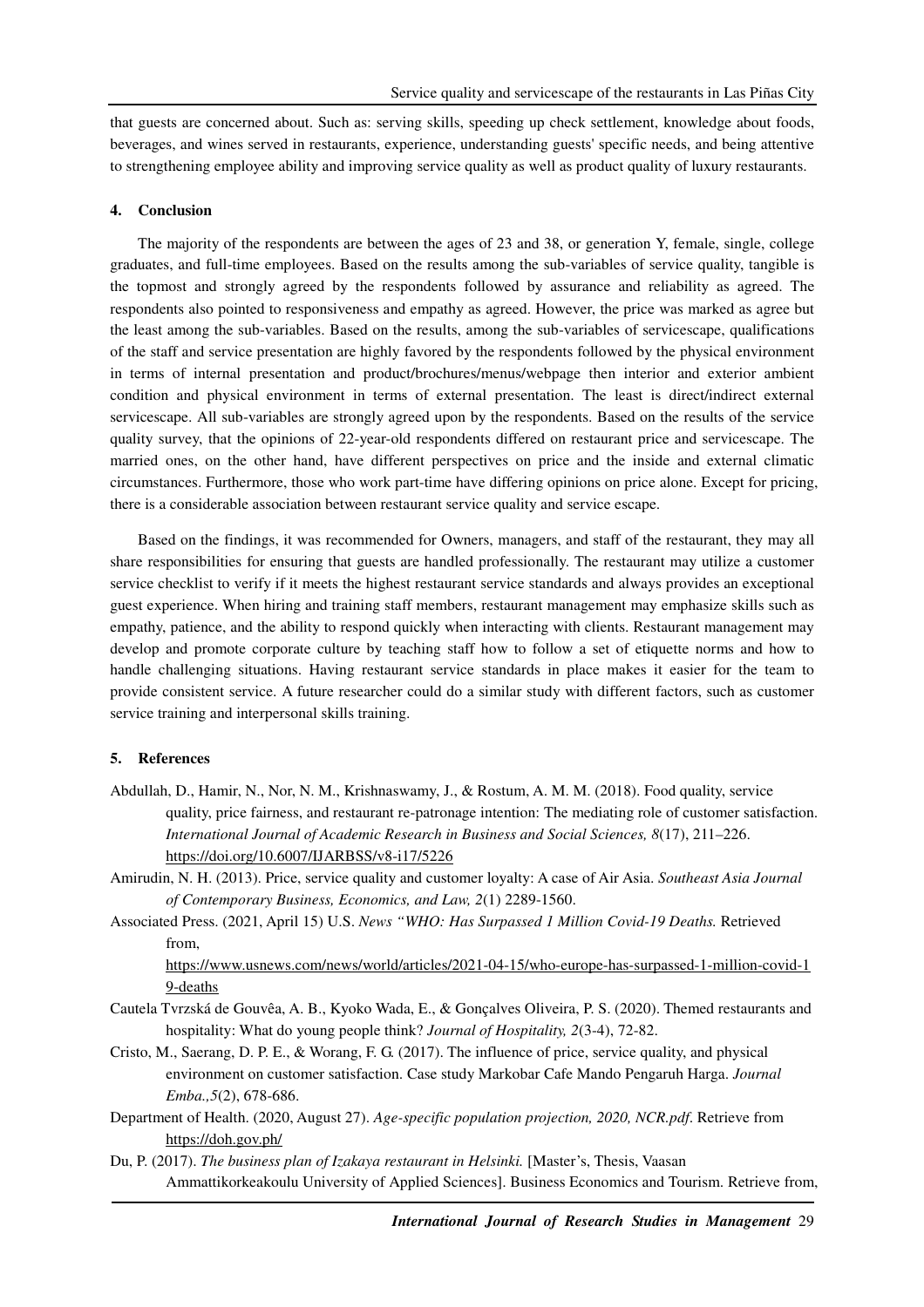that guests are concerned about. Such as: serving skills, speeding up check settlement, knowledge about foods, beverages, and wines served in restaurants, experience, understanding guests' specific needs, and being attentive to strengthening employee ability and improving service quality as well as product quality of luxury restaurants.

## 4. Conclusion

The majority of the respondents are between the ages of 23 and 38, or generation Y, female, single, college graduates, and full-time employees. Based on the results among the sub-variables of service quality, tangible is the topmost and strongly agreed by the respondents followed by assurance and reliability as agreed. The respondents also pointed to responsiveness and empathy as agreed. However, the price was marked as agree but the least among the sub-variables. Based on the results, among the sub-variables of servicescape, qualifications of the staff and service presentation are highly favored by the respondents followed by the physical environment in terms of internal presentation and product/brochures/menus/webpage then interior and exterior ambient condition and physical environment in terms of external presentation. The least is direct/indirect external servicescape. All sub-variables are strongly agreed upon by the respondents. Based on the results of the service quality survey, that the opinions of 22-year-old respondents differed on restaurant price and servicescape. The married ones, on the other hand, have different perspectives on price and the inside and external climatic circumstances. Furthermore, those who work part-time have differing opinions on price alone. Except for pricing, there is a considerable association between restaurant service quality and service escape.

Based on the findings, it was recommended for Owners, managers, and staff of the restaurant, they may all share responsibilities for ensuring that guests are handled professionally. The restaurant may utilize a customer service checklist to verify if it meets the highest restaurant service standards and always provides an exceptional guest experience. When hiring and training staff members, restaurant management may emphasize skills such as empathy, patience, and the ability to respond quickly when interacting with clients. Restaurant management may develop and promote corporate culture by teaching staff how to follow a set of etiquette norms and how to handle challenging situations. Having restaurant service standards in place makes it easier for the team to provide consistent service. A future researcher could do a similar study with different factors, such as customer service training and interpersonal skills training.

## 5. References

Abdullah, D., Hamir, N., Nor, N. M., Krishnaswamy, J., & Rostum, A. M. M. (2018). Food quality, service quality, price fairness, and restaurant re-patronage intention: The mediating role of customer satisfaction. *International Journal of Academic Research in Business and Social Sciences, 8*(17), 211–226. https://doi.org/10.6007/IJARBSS/v8-i17/5226

Amirudin, N. H. (2013). Price, service quality and customer loyalty: A case of Air Asia. *Southeast Asia Journal of Contemporary Business, Economics, and Law, 2*(1) 2289-1560.

Associated Press. (2021, April 15) U.S. *News "WHO: Has Surpassed 1 Million Covid-19 Deaths.* Retrieved from, https://www.usnews.com/news/world/articles/2021-04-15/who-europe-has-surpassed-1-million-covid-19-deaths

Cautela Tvrzská de Gouvêa, A. B., Kyoko Wada, E., & Gonçalves Oliveira, P. S. (2020). Themed restaurants and hospitality: What do young people think? *Journal of Hospitality, 2*(3-4), 72-82.

Cristo, M., Saerang, D. P. E., & Worang, F. G. (2017). The influence of price, service quality, and physical environment on customer satisfaction. Case study Markobar Cafe Mando Pengaruh Harga. *Journal Emba.,5*(2), 678-686.

Department of Health. (2020, August 27). *Age-specific population projection, 2020, NCR.pdf*. Retrieve from https://doh.gov.ph/

Du, P. (2017). *The business plan of Izakaya restaurant in Helsinki.* [Master's, Thesis, Vaasan Ammattikorkeakoulu University of Applied Sciences]. Business Economics and Tourism. Retrieve from,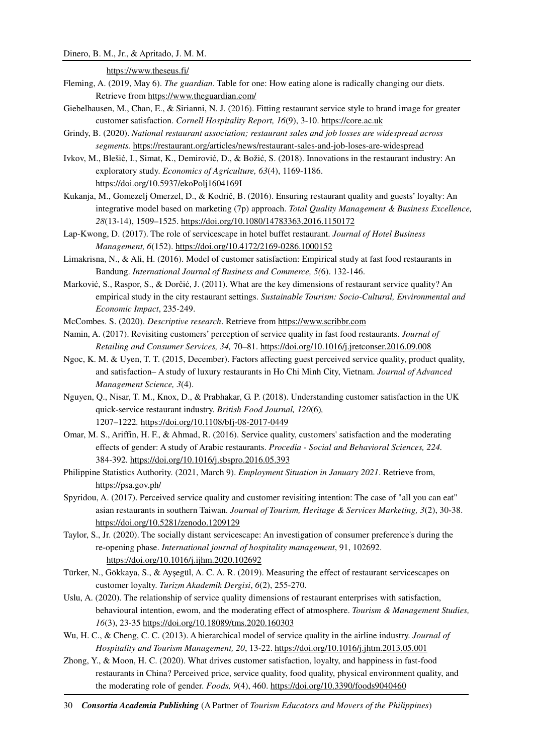https://www.theseus.fi/

Fleming, A. (2019, May 6). *The guardian*. Table for one: How eating alone is radically changing our diets. Retrieve from https://www.theguardian.com/

Giebelhausen, M., Chan, E., & Sirianni, N. J. (2016). Fitting restaurant service style to brand image for greater customer satisfaction. *Cornell Hospitality Report, 16*(9), 3-10. https://core.ac.uk

Grindy, B. (2020). *National restaurant association; restaurant sales and job losses are widespread across segments.* https://restaurant.org/articles/news/restaurant-sales-and-job-loses-are-widespread

Ivkov, M., Blešić, I., Simat, K., Demirović, D., & Božić, S. (2018). Innovations in the restaurant industry: An exploratory study. *Economics of Agriculture, 63*(4), 1169-1186. https://doi.org/10.5937/ekoPolj1604169I

Kukanja, M., Gomezelj Omerzel, D., & Kodrič, B. (2016). Ensuring restaurant quality and guests' loyalty: An integrative model based on marketing (7p) approach. *Total Quality Management & Business Excellence, 28*(13-14), 1509–1525. https://doi.org/10.1080/14783363.2016.1150172

Lap-Kwong, D. (2017). The role of servicescape in hotel buffet restaurant. *Journal of Hotel Business Management, 6*(152). https://doi.org/10.4172/2169-0286.1000152

Limakrisna, N., & Ali, H. (2016). Model of customer satisfaction: Empirical study at fast food restaurants in Bandung. *International Journal of Business and Commerce, 5*(6). 132-146.

Marković, S., Raspor, S., & Dorčić, J. (2011). What are the key dimensions of restaurant service quality? An empirical study in the city restaurant settings. *Sustainable Tourism: Socio-Cultural, Environmental and Economic Impact*, 235-249.

McCombes. S. (2020). *Descriptive research*. Retrieve from https://www.scribbr.com

Namin, A. (2017). Revisiting customers' perception of service quality in fast food restaurants. *Journal of Retailing and Consumer Services, 34,* 70–81. https://doi.org/10.1016/j.jretconser.2016.09.008

Ngoc, K. M. & Uyen, T. T. (2015, December). Factors affecting guest perceived service quality, product quality, and satisfaction– A study of luxury restaurants in Ho Chi Minh City, Vietnam. *Journal of Advanced Management Science, 3*(4).

Nguyen, Q., Nisar, T. M., Knox, D., & Prabhakar, G. P. (2018). Understanding customer satisfaction in the UK quick-service restaurant industry. *British Food Journal, 120*(6), 1207–1222. https://doi.org/10.1108/bfj-08-2017-0449

Omar, M. S., Ariffin, H. F., & Ahmad, R. (2016). Service quality, customers' satisfaction and the moderating effects of gender: A study of Arabic restaurants. *Procedia - Social and Behavioral Sciences, 224.* 384-392. https://doi.org/10.1016/j.sbspro.2016.05.393

Philippine Statistics Authority. (2021, March 9). *Employment Situation in January 2021*. Retrieve from, https://psa.gov.ph/

Spyridou, A. (2017). Perceived service quality and customer revisiting intention: The case of "all you can eat" asian restaurants in southern Taiwan. *Journal of Tourism, Heritage & Services Marketing, 3*(2), 30-38. https://doi.org/10.5281/zenodo.1209129

Taylor, S., Jr. (2020). The socially distant servicescape: An investigation of consumer preference's during the re-opening phase. *International journal of hospitality management*, 91, 102692. https://doi.org/10.1016/j.ijhm.2020.102692

Türker, N., Gökkaya, S., & Ayşegül, A. C. A. R. (2019). Measuring the effect of restaurant servicescapes on customer loyalty. *Turizm Akademik Dergisi*, *6*(2), 255-270.

Uslu, A. (2020). The relationship of service quality dimensions of restaurant enterprises with satisfaction, behavioural intention, ewom, and the moderating effect of atmosphere. *Tourism & Management Studies, 16*(3), 23-35 https://doi.org/10.18089/tms.2020.160303

Wu, H. C., & Cheng, C. C. (2013). A hierarchical model of service quality in the airline industry. *Journal of Hospitality and Tourism Management, 20*, 13-22. https://doi.org/10.1016/j.jhtm.2013.05.001

Zhong, Y., & Moon, H. C. (2020). What drives customer satisfaction, loyalty, and happiness in fast-food restaurants in China? Perceived price, service quality, food quality, physical environment quality, and the moderating role of gender. *Foods, 9*(4), 460. https://doi.org/10.3390/foods9040460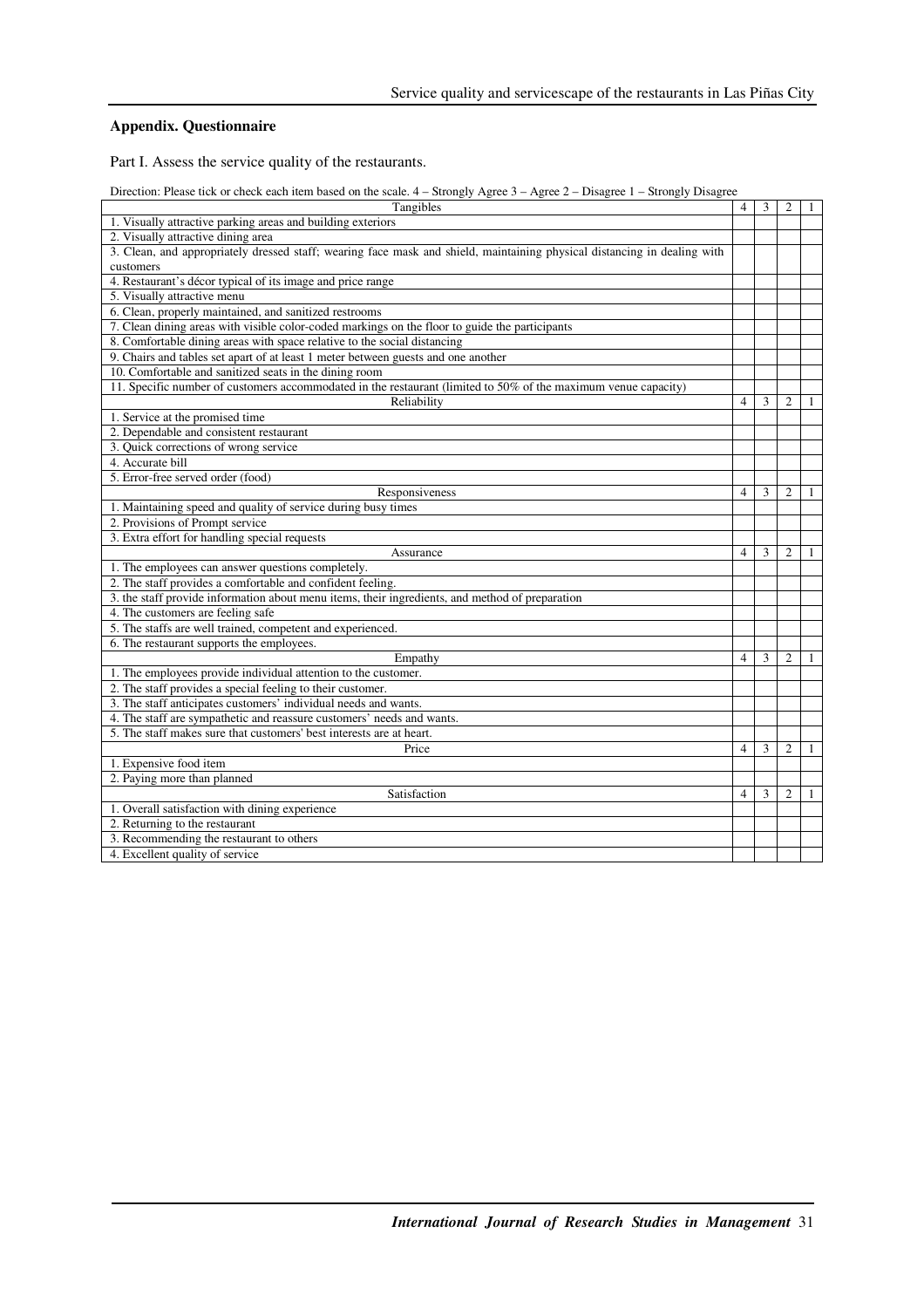## Appendix. Questionnaire

Part I. Assess the service quality of the restaurants.

Direction: Please tick or check each item based on the scale. 4 – Strongly Agree 3 – Agree 2 – Disagree 1 – Strongly Disagree

| Tangibles | 4 | 3 | 2 | 1 |
|---|---|---|---|---|
| 1. Visually attractive parking areas and building exteriors | | | | |
| 2. Visually attractive dining area | | | | |
| 3. Clean, and appropriately dressed staff; wearing face mask and shield, maintaining physical distancing in dealing with customers | | | | |
| 4. Restaurant's décor typical of its image and price range | | | | |
| 5. Visually attractive menu | | | | |
| 6. Clean, properly maintained, and sanitized restrooms | | | | |
| 7. Clean dining areas with visible color-coded markings on the floor to guide the participants | | | | |
| 8. Comfortable dining areas with space relative to the social distancing | | | | |
| 9. Chairs and tables set apart of at least 1 meter between guests and one another | | | | |
| 10. Comfortable and sanitized seats in the dining room | | | | |
| 11. Specific number of customers accommodated in the restaurant (limited to 50% of the maximum venue capacity) | | | | |
| Reliability | 4 | 3 | 2 | 1 |
| 1. Service at the promised time | | | | |
| 2. Dependable and consistent restaurant | | | | |
| 3. Quick corrections of wrong service | | | | |
| 4. Accurate bill | | | | |
| 5. Error-free served order (food) | | | | |
| Responsiveness | 4 | 3 | 2 | 1 |
| 1. Maintaining speed and quality of service during busy times | | | | |
| 2. Provisions of Prompt service | | | | |
| 3. Extra effort for handling special requests | | | | |
| Assurance | 4 | 3 | 2 | 1 |
| 1. The employees can answer questions completely. | | | | |
| 2. The staff provides a comfortable and confident feeling. | | | | |
| 3. the staff provide information about menu items, their ingredients, and method of preparation | | | | |
| 4. The customers are feeling safe | | | | |
| 5. The staffs are well trained, competent and experienced. | | | | |
| 6. The restaurant supports the employees. | | | | |
| Empathy | 4 | 3 | 2 | 1 |
| 1. The employees provide individual attention to the customer. | | | | |
| 2. The staff provides a special feeling to their customer. | | | | |
| 3. The staff anticipates customers' individual needs and wants. | | | | |
| 4. The staff are sympathetic and reassure customers' needs and wants. | | | | |
| 5. The staff makes sure that customers' best interests are at heart. | | | | |
| Price | 4 | 3 | 2 | 1 |
| 1. Expensive food item | | | | |
| 2. Paying more than planned | | | | |
| Satisfaction | 4 | 3 | 2 | 1 |
| 1. Overall satisfaction with dining experience | | | | |
| 2. Returning to the restaurant | | | | |
| 3. Recommending the restaurant to others | | | | |
| 4. Excellent quality of service | | | | |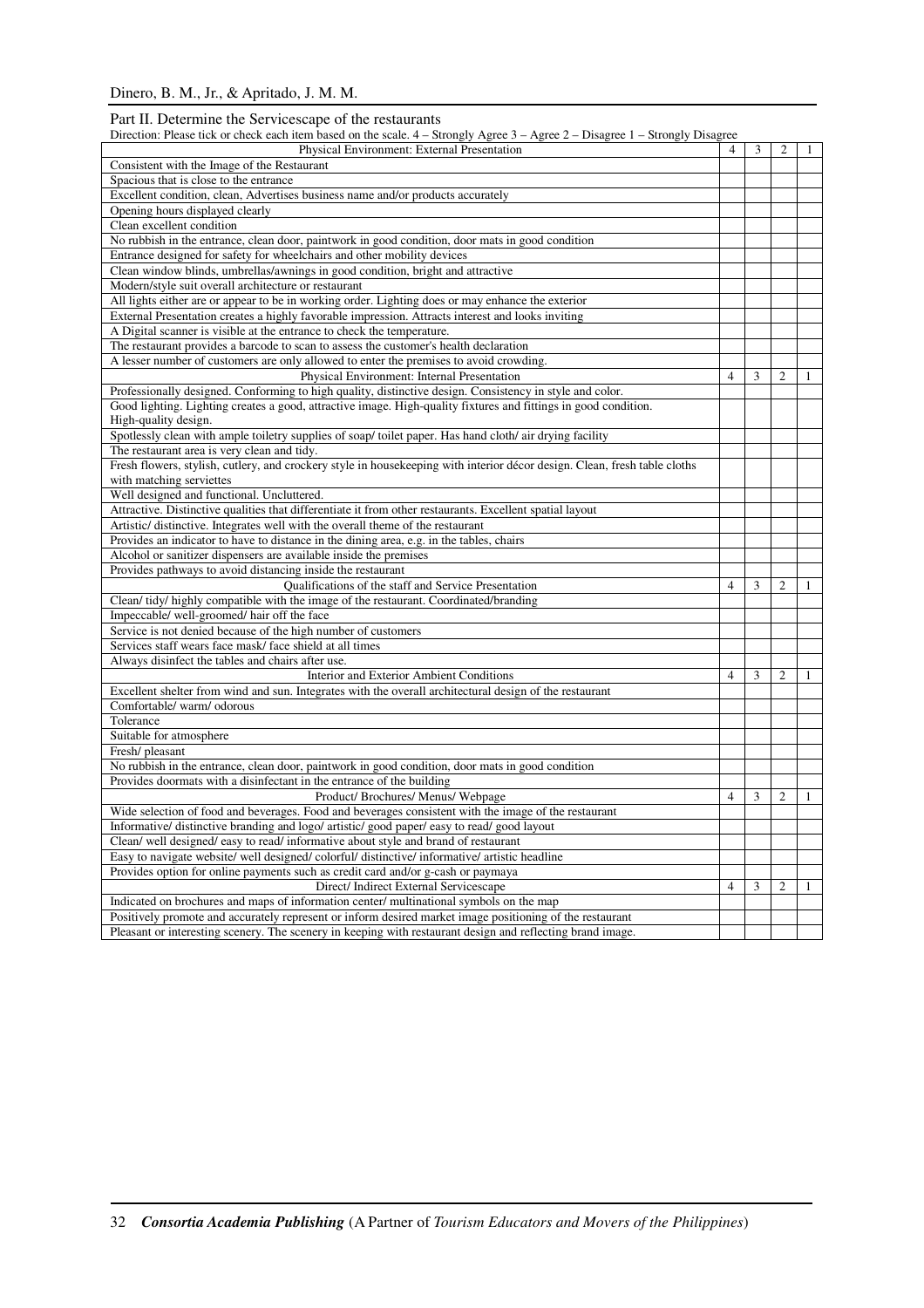Part II. Determine the Servicescape of the restaurants

Direction: Please tick or check each item based on the scale. 4 – Strongly Agree 3 – Agree 2 – Disagree 1 – Strongly Disagree

| Physical Environment: External Presentation | 4 | 3 | 2 | 1 |
|---|---|---|---|---|
| Consistent with the Image of the Restaurant | | | | |
| Spacious that is close to the entrance | | | | |
| Excellent condition, clean, Advertises business name and/or products accurately | | | | |
| Opening hours displayed clearly | | | | |
| Clean excellent condition | | | | |
| No rubbish in the entrance, clean door, paintwork in good condition, door mats in good condition | | | | |
| Entrance designed for safety for wheelchairs and other mobility devices | | | | |
| Clean window blinds, umbrellas/awnings in good condition, bright and attractive | | | | |
| Modern/style suit overall architecture or restaurant | | | | |
| All lights either are or appear to be in working order. Lighting does or may enhance the exterior | | | | |
| External Presentation creates a highly favorable impression. Attracts interest and looks inviting | | | | |
| A Digital scanner is visible at the entrance to check the temperature. | | | | |
| The restaurant provides a barcode to scan to assess the customer's health declaration | | | | |
| A lesser number of customers are only allowed to enter the premises to avoid crowding. | | | | |
| **Physical Environment: Internal Presentation** | **4** | **3** | **2** | **1** |
| Professionally designed. Conforming to high quality, distinctive design. Consistency in style and color. | | | | |
| Good lighting. Lighting creates a good, attractive image. High-quality fixtures and fittings in good condition. High-quality design. | | | | |
| Spotlessly clean with ample toiletry supplies of soap/ toilet paper. Has hand cloth/ air drying facility | | | | |
| The restaurant area is very clean and tidy. | | | | |
| Fresh flowers, stylish, cutlery, and crockery style in housekeeping with interior décor design. Clean, fresh table cloths with matching serviettes | | | | |
| Well designed and functional. Uncluttered. | | | | |
| Attractive. Distinctive qualities that differentiate it from other restaurants. Excellent spatial layout | | | | |
| Artistic/ distinctive. Integrates well with the overall theme of the restaurant | | | | |
| Provides an indicator to have to distance in the dining area, e.g. in the tables, chairs | | | | |
| Alcohol or sanitizer dispensers are available inside the premises | | | | |
| Provides pathways to avoid distancing inside the restaurant | | | | |
| **Qualifications of the staff and Service Presentation** | **4** | **3** | **2** | **1** |
| Clean/ tidy/ highly compatible with the image of the restaurant. Coordinated/branding | | | | |
| Impeccable/ well-groomed/ hair off the face | | | | |
| Service is not denied because of the high number of customers | | | | |
| Services staff wears face mask/ face shield at all times | | | | |
| Always disinfect the tables and chairs after use. | | | | |
| **Interior and Exterior Ambient Conditions** | **4** | **3** | **2** | **1** |
| Excellent shelter from wind and sun. Integrates with the overall architectural design of the restaurant | | | | |
| Comfortable/ warm/ odorous | | | | |
| Tolerance | | | | |
| Suitable for atmosphere | | | | |
| Fresh/ pleasant | | | | |
| No rubbish in the entrance, clean door, paintwork in good condition, door mats in good condition | | | | |
| Provides doormats with a disinfectant in the entrance of the building | | | | |
| **Product/ Brochures/ Menus/ Webpage** | **4** | **3** | **2** | **1** |
| Wide selection of food and beverages. Food and beverages consistent with the image of the restaurant | | | | |
| Informative/ distinctive branding and logo/ artistic/ good paper/ easy to read/ good layout | | | | |
| Clean/ well designed/ easy to read/ informative about style and brand of restaurant | | | | |
| Easy to navigate website/ well designed/ colorful/ distinctive/ informative/ artistic headline | | | | |
| Provides option for online payments such as credit card and/or g-cash or paymaya | | | | |
| **Direct/ Indirect External Servicescape** | **4** | **3** | **2** | **1** |
| Indicated on brochures and maps of information center/ multinational symbols on the map | | | | |
| Positively promote and accurately represent or inform desired market image positioning of the restaurant | | | | |
| Pleasant or interesting scenery. The scenery in keeping with restaurant design and reflecting brand image. | | | | |